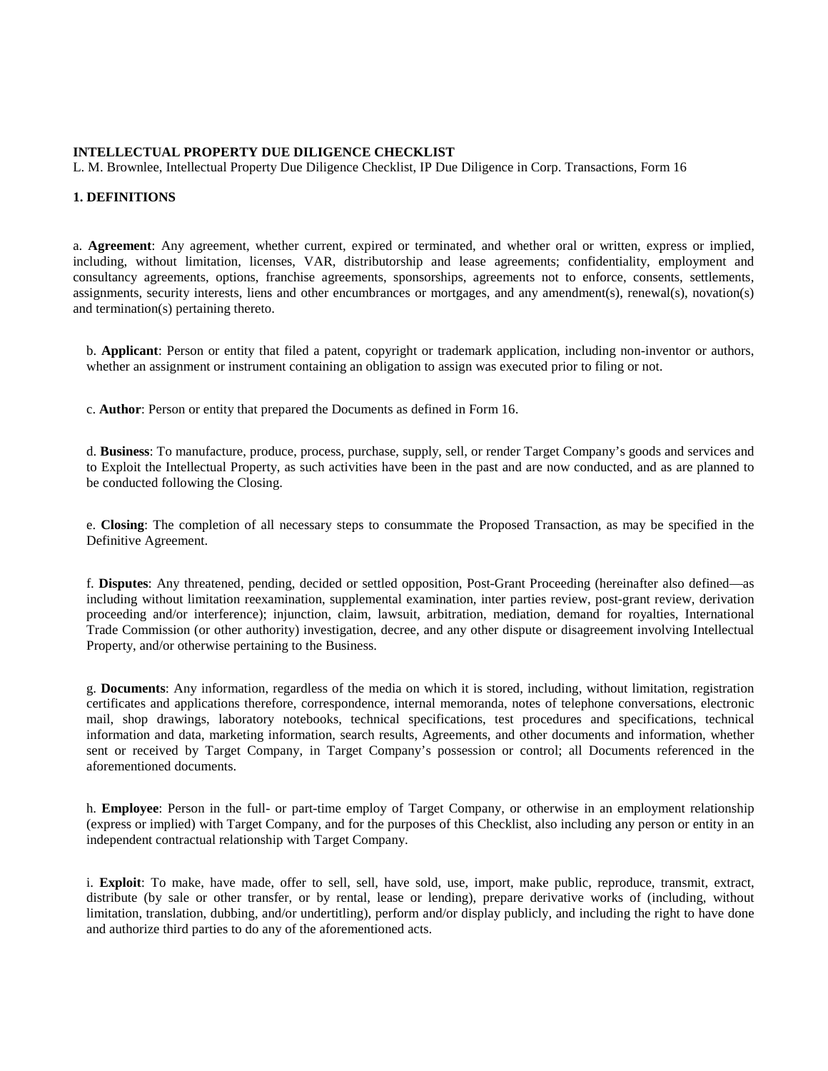**INTELLECTUAL PROPERTY DUE DILIGENCE CHECKLIST**

L. M. Brownlee, Intellectual Property Due Diligence Checklist, IP Due Diligence in Corp. Transactions, Form 16

**1. DEFINITIONS**

a. **Agreement**: Any agreement, whether current, expired or terminated, and whether oral or written, express or implied, including, without limitation, licenses, VAR, distributorship and lease agreements; confidentiality, employment and consultancy agreements, options, franchise agreements, sponsorships, agreements not to enforce, consents, settlements, assignments, security interests, liens and other encumbrances or mortgages, and any amendment(s), renewal(s), novation(s) and termination(s) pertaining thereto.

b. **Applicant**: Person or entity that filed a patent, copyright or trademark application, including non-inventor or authors, whether an assignment or instrument containing an obligation to assign was executed prior to filing or not.

c. **Author**: Person or entity that prepared the Documents as defined in Form 16.

d. **Business**: To manufacture, produce, process, purchase, supply, sell, or render Target Company's goods and services and to Exploit the Intellectual Property, as such activities have been in the past and are now conducted, and as are planned to be conducted following the Closing.

e. **Closing**: The completion of all necessary steps to consummate the Proposed Transaction, as may be specified in the Definitive Agreement.

f. **Disputes**: Any threatened, pending, decided or settled opposition, Post-Grant Proceeding (hereinafter also defined—as including without limitation reexamination, supplemental examination, inter parties review, post-grant review, derivation proceeding and/or interference); injunction, claim, lawsuit, arbitration, mediation, demand for royalties, International Trade Commission (or other authority) investigation, decree, and any other dispute or disagreement involving Intellectual Property, and/or otherwise pertaining to the Business.

g. **Documents**: Any information, regardless of the media on which it is stored, including, without limitation, registration certificates and applications therefore, correspondence, internal memoranda, notes of telephone conversations, electronic mail, shop drawings, laboratory notebooks, technical specifications, test procedures and specifications, technical information and data, marketing information, search results, Agreements, and other documents and information, whether sent or received by Target Company, in Target Company's possession or control; all Documents referenced in the aforementioned documents.

h. **Employee**: Person in the full- or part-time employ of Target Company, or otherwise in an employment relationship (express or implied) with Target Company, and for the purposes of this Checklist, also including any person or entity in an independent contractual relationship with Target Company.

i. **Exploit**: To make, have made, offer to sell, sell, have sold, use, import, make public, reproduce, transmit, extract, distribute (by sale or other transfer, or by rental, lease or lending), prepare derivative works of (including, without limitation, translation, dubbing, and/or undertitling), perform and/or display publicly, and including the right to have done and authorize third parties to do any of the aforementioned acts.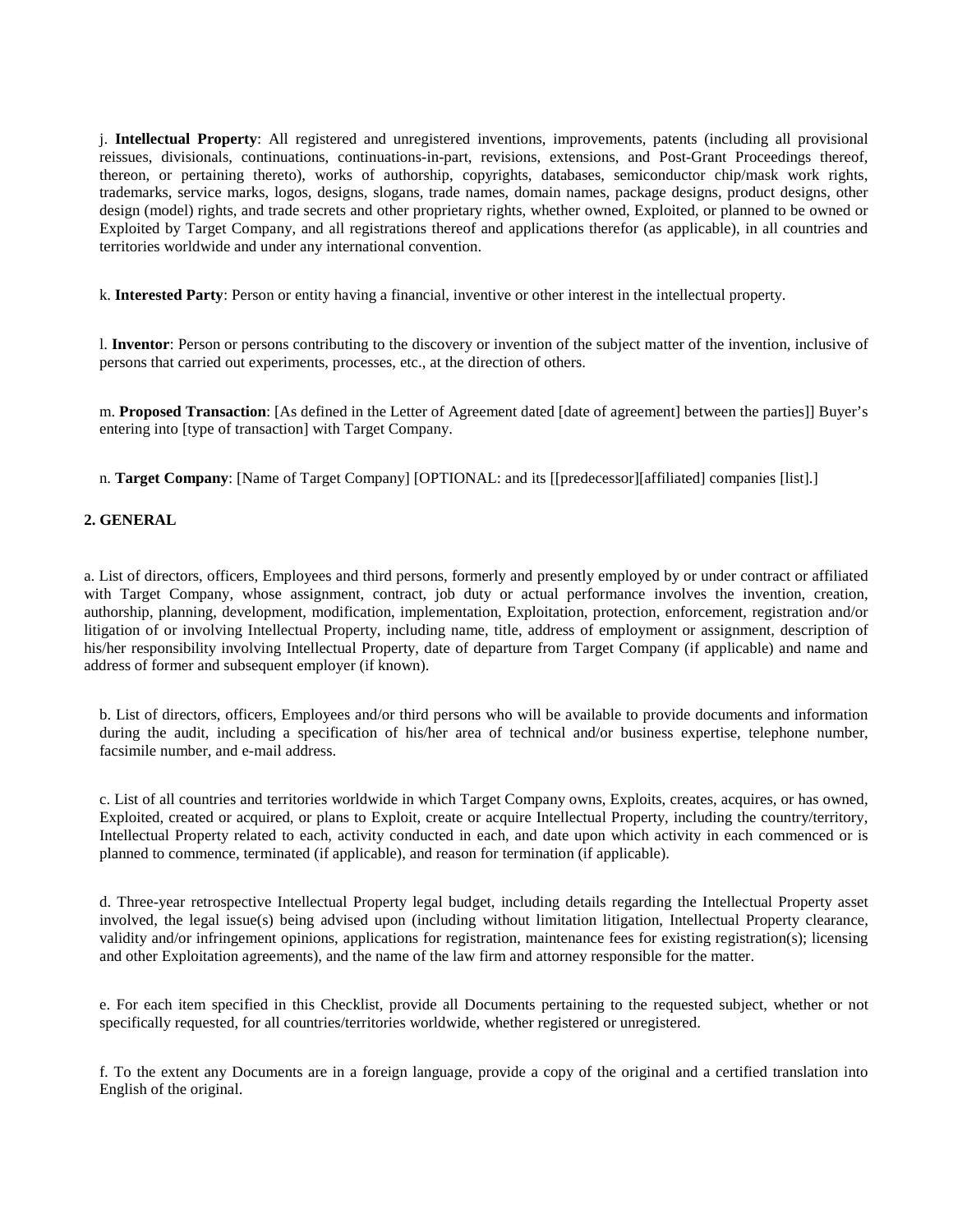j. **Intellectual Property**: All registered and unregistered inventions, improvements, patents (including all provisional reissues, divisionals, continuations, continuations-in-part, revisions, extensions, and Post-Grant Proceedings thereof, thereon, or pertaining thereto), works of authorship, copyrights, databases, semiconductor chip/mask work rights, trademarks, service marks, logos, designs, slogans, trade names, domain names, package designs, product designs, other design (model) rights, and trade secrets and other proprietary rights, whether owned, Exploited, or planned to be owned or Exploited by Target Company, and all registrations thereof and applications therefor (as applicable), in all countries and territories worldwide and under any international convention.

k. **Interested Party**: Person or entity having a financial, inventive or other interest in the intellectual property.

l. **Inventor**: Person or persons contributing to the discovery or invention of the subject matter of the invention, inclusive of persons that carried out experiments, processes, etc., at the direction of others.

m. **Proposed Transaction**: [As defined in the Letter of Agreement dated [date of agreement] between the parties]] Buyer's entering into [type of transaction] with Target Company.

n. **Target Company**: [Name of Target Company] [OPTIONAL: and its [[predecessor][affiliated] companies [list].]

**2. GENERAL**

a. List of directors, officers, Employees and third persons, formerly and presently employed by or under contract or affiliated with Target Company, whose assignment, contract, job duty or actual performance involves the invention, creation, authorship, planning, development, modification, implementation, Exploitation, protection, enforcement, registration and/or litigation of or involving Intellectual Property, including name, title, address of employment or assignment, description of his/her responsibility involving Intellectual Property, date of departure from Target Company (if applicable) and name and address of former and subsequent employer (if known).

b. List of directors, officers, Employees and/or third persons who will be available to provide documents and information during the audit, including a specification of his/her area of technical and/or business expertise, telephone number, facsimile number, and e-mail address.

c. List of all countries and territories worldwide in which Target Company owns, Exploits, creates, acquires, or has owned, Exploited, created or acquired, or plans to Exploit, create or acquire Intellectual Property, including the country/territory, Intellectual Property related to each, activity conducted in each, and date upon which activity in each commenced or is planned to commence, terminated (if applicable), and reason for termination (if applicable).

d. Three-year retrospective Intellectual Property legal budget, including details regarding the Intellectual Property asset involved, the legal issue(s) being advised upon (including without limitation litigation, Intellectual Property clearance, validity and/or infringement opinions, applications for registration, maintenance fees for existing registration(s); licensing and other Exploitation agreements), and the name of the law firm and attorney responsible for the matter.

e. For each item specified in this Checklist, provide all Documents pertaining to the requested subject, whether or not specifically requested, for all countries/territories worldwide, whether registered or unregistered.

f. To the extent any Documents are in a foreign language, provide a copy of the original and a certified translation into English of the original.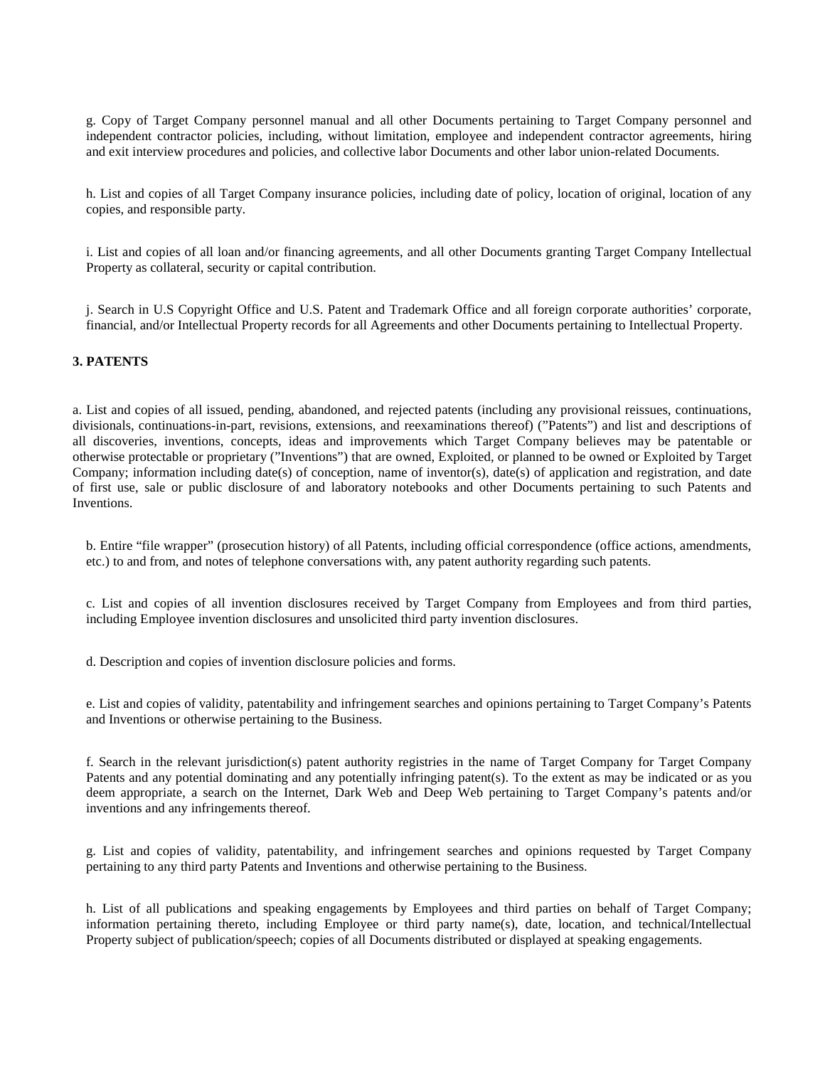g. Copy of Target Company personnel manual and all other Documents pertaining to Target Company personnel and independent contractor policies, including, without limitation, employee and independent contractor agreements, hiring and exit interview procedures and policies, and collective labor Documents and other labor union-related Documents.

h. List and copies of all Target Company insurance policies, including date of policy, location of original, location of any copies, and responsible party.

i. List and copies of all loan and/or financing agreements, and all other Documents granting Target Company Intellectual Property as collateral, security or capital contribution.

j. Search in U.S Copyright Office and U.S. Patent and Trademark Office and all foreign corporate authorities' corporate, financial, and/or Intellectual Property records for all Agreements and other Documents pertaining to Intellectual Property.

**3. PATENTS**

a. List and copies of all issued, pending, abandoned, and rejected patents (including any provisional reissues, continuations, divisionals, continuations-in-part, revisions, extensions, and reexaminations thereof) ("Patents") and list and descriptions of all discoveries, inventions, concepts, ideas and improvements which Target Company believes may be patentable or otherwise protectable or proprietary ("Inventions") that are owned, Exploited, or planned to be owned or Exploited by Target Company; information including date(s) of conception, name of inventor(s), date(s) of application and registration, and date of first use, sale or public disclosure of and laboratory notebooks and other Documents pertaining to such Patents and Inventions.

b. Entire "file wrapper" (prosecution history) of all Patents, including official correspondence (office actions, amendments, etc.) to and from, and notes of telephone conversations with, any patent authority regarding such patents.

c. List and copies of all invention disclosures received by Target Company from Employees and from third parties, including Employee invention disclosures and unsolicited third party invention disclosures.

d. Description and copies of invention disclosure policies and forms.

e. List and copies of validity, patentability and infringement searches and opinions pertaining to Target Company's Patents and Inventions or otherwise pertaining to the Business.

f. Search in the relevant jurisdiction(s) patent authority registries in the name of Target Company for Target Company Patents and any potential dominating and any potentially infringing patent(s). To the extent as may be indicated or as you deem appropriate, a search on the Internet, Dark Web and Deep Web pertaining to Target Company's patents and/or inventions and any infringements thereof.

g. List and copies of validity, patentability, and infringement searches and opinions requested by Target Company pertaining to any third party Patents and Inventions and otherwise pertaining to the Business.

h. List of all publications and speaking engagements by Employees and third parties on behalf of Target Company; information pertaining thereto, including Employee or third party name(s), date, location, and technical/Intellectual Property subject of publication/speech; copies of all Documents distributed or displayed at speaking engagements.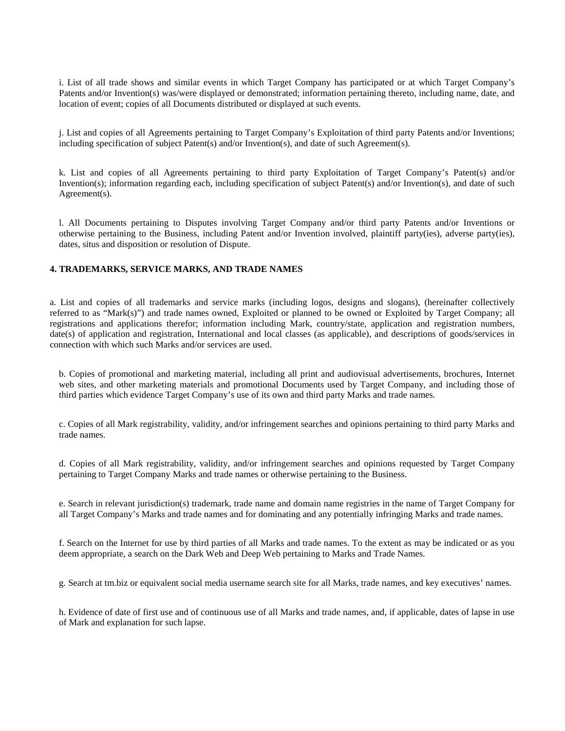i. List of all trade shows and similar events in which Target Company has participated or at which Target Company's Patents and/or Invention(s) was/were displayed or demonstrated; information pertaining thereto, including name, date, and location of event; copies of all Documents distributed or displayed at such events.

j. List and copies of all Agreements pertaining to Target Company's Exploitation of third party Patents and/or Inventions; including specification of subject Patent(s) and/or Invention(s), and date of such Agreement(s).

k. List and copies of all Agreements pertaining to third party Exploitation of Target Company's Patent(s) and/or Invention(s); information regarding each, including specification of subject Patent(s) and/or Invention(s), and date of such Agreement(s).

l. All Documents pertaining to Disputes involving Target Company and/or third party Patents and/or Inventions or otherwise pertaining to the Business, including Patent and/or Invention involved, plaintiff party(ies), adverse party(ies), dates, situs and disposition or resolution of Dispute.

**4. TRADEMARKS, SERVICE MARKS, AND TRADE NAMES**

a. List and copies of all trademarks and service marks (including logos, designs and slogans), (hereinafter collectively referred to as "Mark(s)") and trade names owned, Exploited or planned to be owned or Exploited by Target Company; all registrations and applications therefor; information including Mark, country/state, application and registration numbers, date(s) of application and registration, International and local classes (as applicable), and descriptions of goods/services in connection with which such Marks and/or services are used.

b. Copies of promotional and marketing material, including all print and audiovisual advertisements, brochures, Internet web sites, and other marketing materials and promotional Documents used by Target Company, and including those of third parties which evidence Target Company's use of its own and third party Marks and trade names.

c. Copies of all Mark registrability, validity, and/or infringement searches and opinions pertaining to third party Marks and trade names.

d. Copies of all Mark registrability, validity, and/or infringement searches and opinions requested by Target Company pertaining to Target Company Marks and trade names or otherwise pertaining to the Business.

e. Search in relevant jurisdiction(s) trademark, trade name and domain name registries in the name of Target Company for all Target Company's Marks and trade names and for dominating and any potentially infringing Marks and trade names.

f. Search on the Internet for use by third parties of all Marks and trade names. To the extent as may be indicated or as you deem appropriate, a search on the Dark Web and Deep Web pertaining to Marks and Trade Names.

g. Search at tm.biz or equivalent social media username search site for all Marks, trade names, and key executives' names.

h. Evidence of date of first use and of continuous use of all Marks and trade names, and, if applicable, dates of lapse in use of Mark and explanation for such lapse.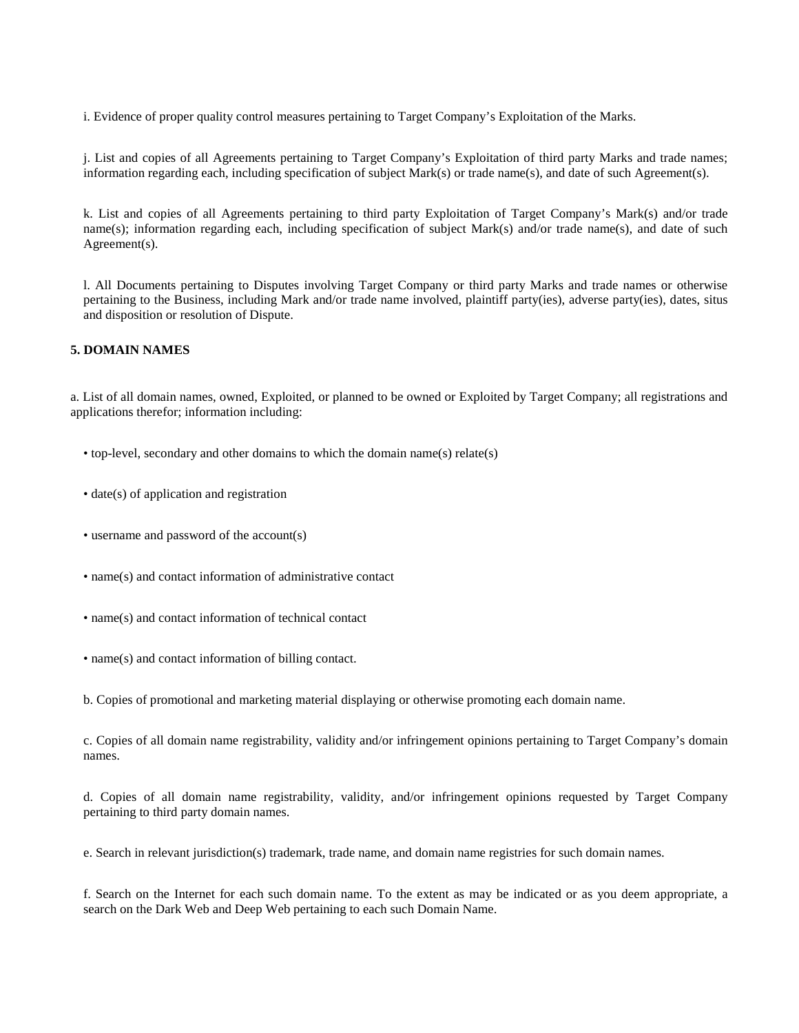i. Evidence of proper quality control measures pertaining to Target Company's Exploitation of the Marks.

j. List and copies of all Agreements pertaining to Target Company's Exploitation of third party Marks and trade names; information regarding each, including specification of subject Mark(s) or trade name(s), and date of such Agreement(s).

k. List and copies of all Agreements pertaining to third party Exploitation of Target Company's Mark(s) and/or trade name(s); information regarding each, including specification of subject Mark(s) and/or trade name(s), and date of such Agreement(s).

l. All Documents pertaining to Disputes involving Target Company or third party Marks and trade names or otherwise pertaining to the Business, including Mark and/or trade name involved, plaintiff party(ies), adverse party(ies), dates, situs and disposition or resolution of Dispute.

**5. DOMAIN NAMES**

a. List of all domain names, owned, Exploited, or planned to be owned or Exploited by Target Company; all registrations and applications therefor; information including:

- top-level, secondary and other domains to which the domain name(s) relate(s)
- date(s) of application and registration
- username and password of the account(s)
- name(s) and contact information of administrative contact
- name(s) and contact information of technical contact
- name(s) and contact information of billing contact.

b. Copies of promotional and marketing material displaying or otherwise promoting each domain name.

c. Copies of all domain name registrability, validity and/or infringement opinions pertaining to Target Company's domain names.

d. Copies of all domain name registrability, validity, and/or infringement opinions requested by Target Company pertaining to third party domain names.

e. Search in relevant jurisdiction(s) trademark, trade name, and domain name registries for such domain names.

f. Search on the Internet for each such domain name. To the extent as may be indicated or as you deem appropriate, a search on the Dark Web and Deep Web pertaining to each such Domain Name.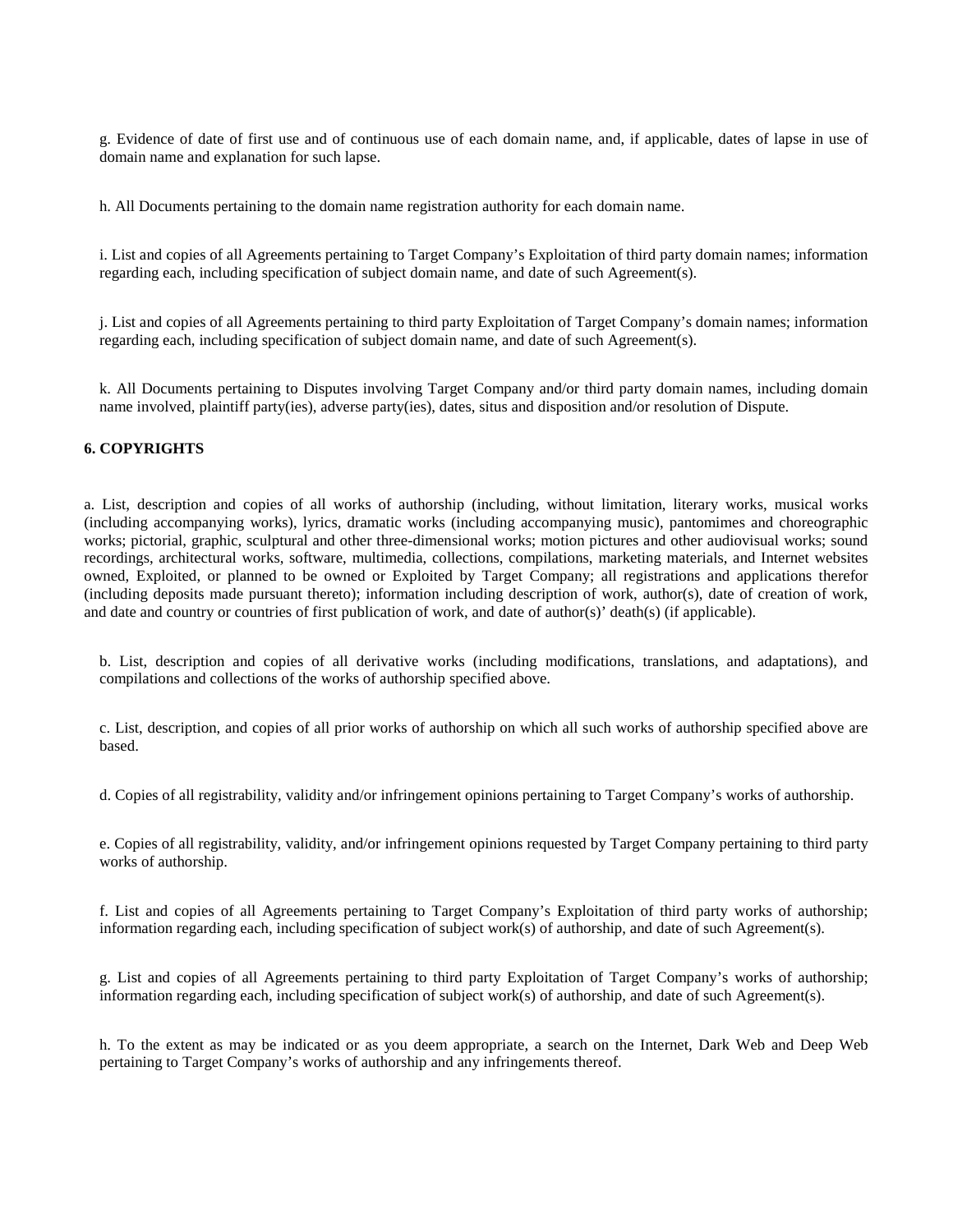g. Evidence of date of first use and of continuous use of each domain name, and, if applicable, dates of lapse in use of domain name and explanation for such lapse.

h. All Documents pertaining to the domain name registration authority for each domain name.

i. List and copies of all Agreements pertaining to Target Company's Exploitation of third party domain names; information regarding each, including specification of subject domain name, and date of such Agreement(s).

j. List and copies of all Agreements pertaining to third party Exploitation of Target Company's domain names; information regarding each, including specification of subject domain name, and date of such Agreement(s).

k. All Documents pertaining to Disputes involving Target Company and/or third party domain names, including domain name involved, plaintiff party(ies), adverse party(ies), dates, situs and disposition and/or resolution of Dispute.

**6. COPYRIGHTS**

a. List, description and copies of all works of authorship (including, without limitation, literary works, musical works (including accompanying works), lyrics, dramatic works (including accompanying music), pantomimes and choreographic works; pictorial, graphic, sculptural and other three-dimensional works; motion pictures and other audiovisual works; sound recordings, architectural works, software, multimedia, collections, compilations, marketing materials, and Internet websites owned, Exploited, or planned to be owned or Exploited by Target Company; all registrations and applications therefor (including deposits made pursuant thereto); information including description of work, author(s), date of creation of work, and date and country or countries of first publication of work, and date of author(s)' death(s) (if applicable).

b. List, description and copies of all derivative works (including modifications, translations, and adaptations), and compilations and collections of the works of authorship specified above.

c. List, description, and copies of all prior works of authorship on which all such works of authorship specified above are based.

d. Copies of all registrability, validity and/or infringement opinions pertaining to Target Company's works of authorship.

e. Copies of all registrability, validity, and/or infringement opinions requested by Target Company pertaining to third party works of authorship.

f. List and copies of all Agreements pertaining to Target Company's Exploitation of third party works of authorship; information regarding each, including specification of subject work(s) of authorship, and date of such Agreement(s).

g. List and copies of all Agreements pertaining to third party Exploitation of Target Company's works of authorship; information regarding each, including specification of subject work(s) of authorship, and date of such Agreement(s).

h. To the extent as may be indicated or as you deem appropriate, a search on the Internet, Dark Web and Deep Web pertaining to Target Company's works of authorship and any infringements thereof.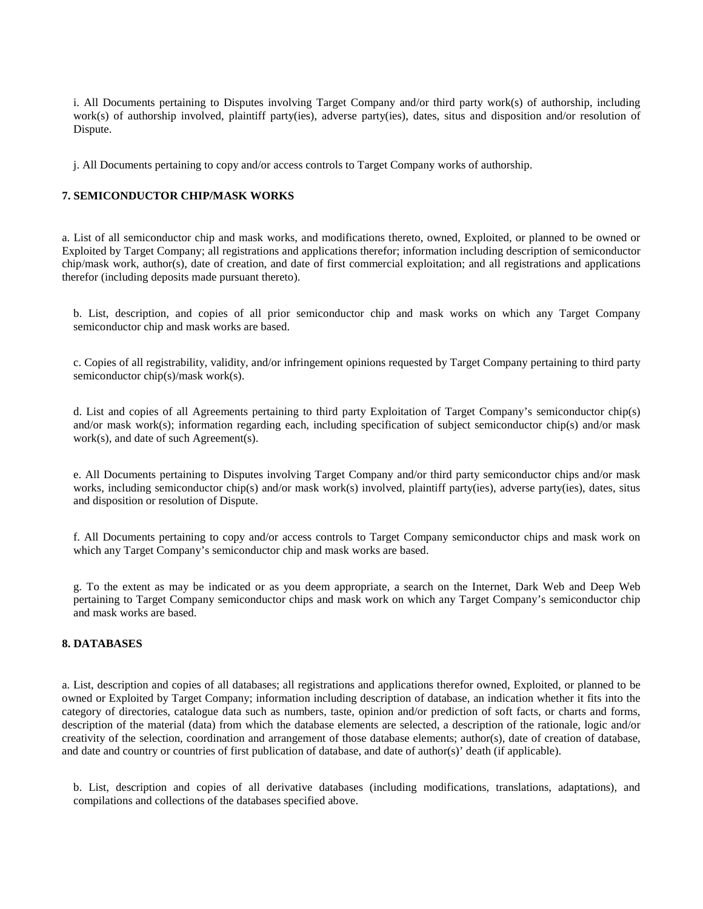i. All Documents pertaining to Disputes involving Target Company and/or third party work(s) of authorship, including work(s) of authorship involved, plaintiff party(ies), adverse party(ies), dates, situs and disposition and/or resolution of Dispute.

j. All Documents pertaining to copy and/or access controls to Target Company works of authorship.

**7. SEMICONDUCTOR CHIP/MASK WORKS**

a. List of all semiconductor chip and mask works, and modifications thereto, owned, Exploited, or planned to be owned or Exploited by Target Company; all registrations and applications therefor; information including description of semiconductor chip/mask work, author(s), date of creation, and date of first commercial exploitation; and all registrations and applications therefor (including deposits made pursuant thereto).

b. List, description, and copies of all prior semiconductor chip and mask works on which any Target Company semiconductor chip and mask works are based.

c. Copies of all registrability, validity, and/or infringement opinions requested by Target Company pertaining to third party semiconductor chip(s)/mask work(s).

d. List and copies of all Agreements pertaining to third party Exploitation of Target Company's semiconductor chip(s) and/or mask work(s); information regarding each, including specification of subject semiconductor chip(s) and/or mask work(s), and date of such Agreement(s).

e. All Documents pertaining to Disputes involving Target Company and/or third party semiconductor chips and/or mask works, including semiconductor chip(s) and/or mask work(s) involved, plaintiff party(ies), adverse party(ies), dates, situs and disposition or resolution of Dispute.

f. All Documents pertaining to copy and/or access controls to Target Company semiconductor chips and mask work on which any Target Company's semiconductor chip and mask works are based.

g. To the extent as may be indicated or as you deem appropriate, a search on the Internet, Dark Web and Deep Web pertaining to Target Company semiconductor chips and mask work on which any Target Company's semiconductor chip and mask works are based.

**8. DATABASES**

a. List, description and copies of all databases; all registrations and applications therefor owned, Exploited, or planned to be owned or Exploited by Target Company; information including description of database, an indication whether it fits into the category of directories, catalogue data such as numbers, taste, opinion and/or prediction of soft facts, or charts and forms, description of the material (data) from which the database elements are selected, a description of the rationale, logic and/or creativity of the selection, coordination and arrangement of those database elements; author(s), date of creation of database, and date and country or countries of first publication of database, and date of author(s)' death (if applicable).

b. List, description and copies of all derivative databases (including modifications, translations, adaptations), and compilations and collections of the databases specified above.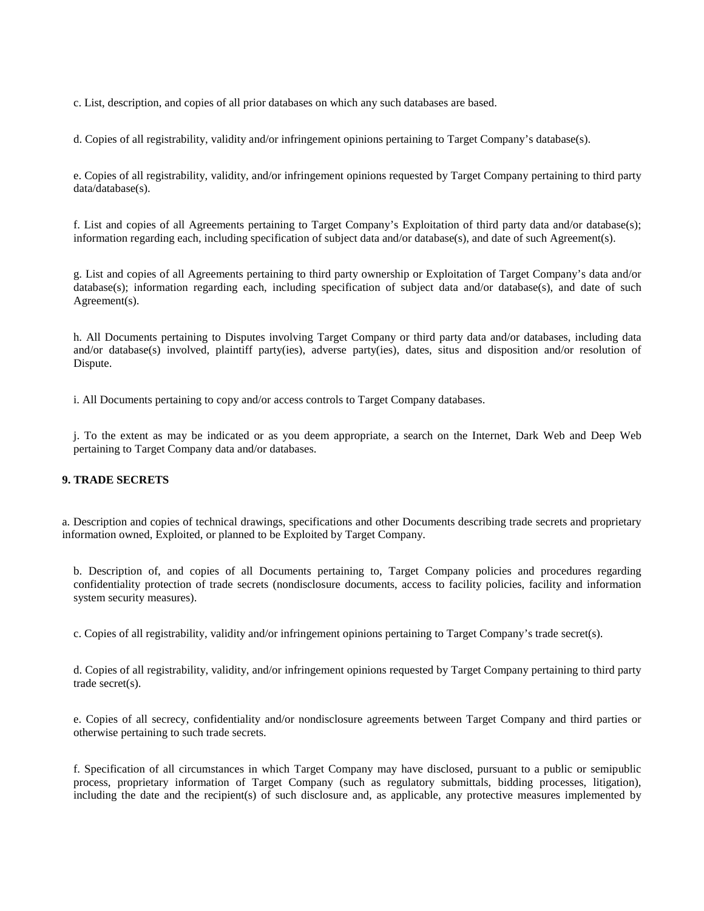c. List, description, and copies of all prior databases on which any such databases are based.

d. Copies of all registrability, validity and/or infringement opinions pertaining to Target Company's database(s).

e. Copies of all registrability, validity, and/or infringement opinions requested by Target Company pertaining to third party data/database(s).

f. List and copies of all Agreements pertaining to Target Company's Exploitation of third party data and/or database(s); information regarding each, including specification of subject data and/or database(s), and date of such Agreement(s).

g. List and copies of all Agreements pertaining to third party ownership or Exploitation of Target Company's data and/or database(s); information regarding each, including specification of subject data and/or database(s), and date of such Agreement(s).

h. All Documents pertaining to Disputes involving Target Company or third party data and/or databases, including data and/or database(s) involved, plaintiff party(ies), adverse party(ies), dates, situs and disposition and/or resolution of Dispute.

i. All Documents pertaining to copy and/or access controls to Target Company databases.

j. To the extent as may be indicated or as you deem appropriate, a search on the Internet, Dark Web and Deep Web pertaining to Target Company data and/or databases.

**9. TRADE SECRETS**

a. Description and copies of technical drawings, specifications and other Documents describing trade secrets and proprietary information owned, Exploited, or planned to be Exploited by Target Company.

b. Description of, and copies of all Documents pertaining to, Target Company policies and procedures regarding confidentiality protection of trade secrets (nondisclosure documents, access to facility policies, facility and information system security measures).

c. Copies of all registrability, validity and/or infringement opinions pertaining to Target Company's trade secret(s).

d. Copies of all registrability, validity, and/or infringement opinions requested by Target Company pertaining to third party trade secret(s).

e. Copies of all secrecy, confidentiality and/or nondisclosure agreements between Target Company and third parties or otherwise pertaining to such trade secrets.

f. Specification of all circumstances in which Target Company may have disclosed, pursuant to a public or semipublic process, proprietary information of Target Company (such as regulatory submittals, bidding processes, litigation), including the date and the recipient(s) of such disclosure and, as applicable, any protective measures implemented by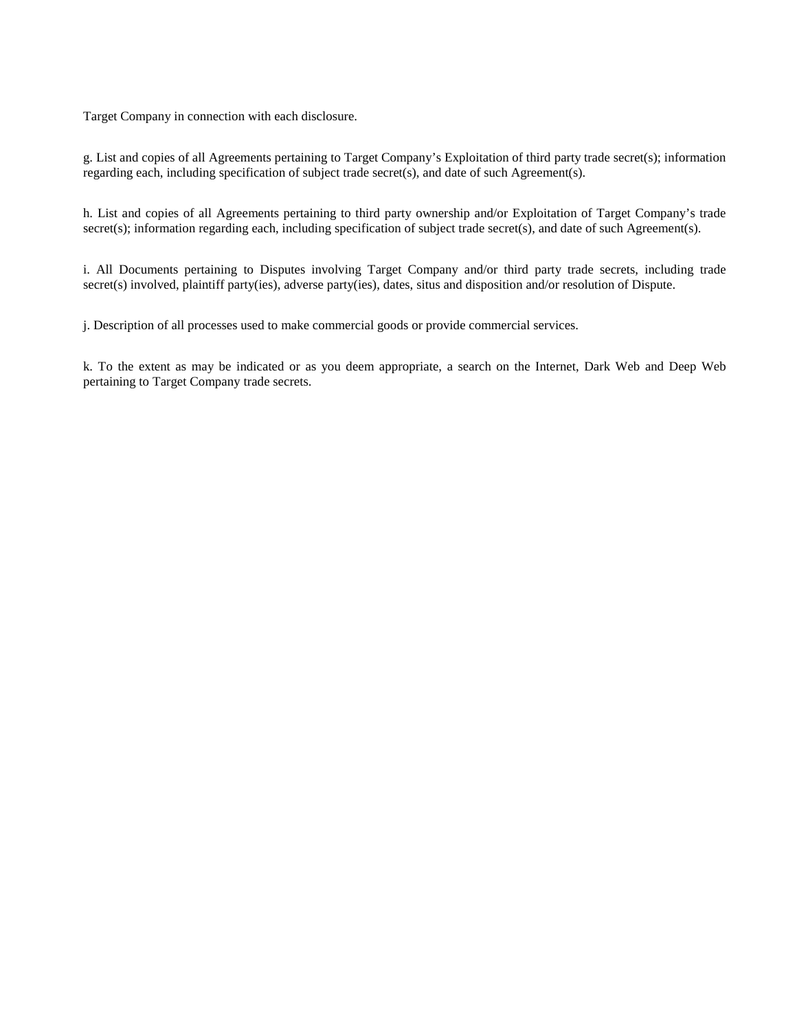Target Company in connection with each disclosure.

g. List and copies of all Agreements pertaining to Target Company's Exploitation of third party trade secret(s); information regarding each, including specification of subject trade secret(s), and date of such Agreement(s).

h. List and copies of all Agreements pertaining to third party ownership and/or Exploitation of Target Company's trade secret(s); information regarding each, including specification of subject trade secret(s), and date of such Agreement(s).

i. All Documents pertaining to Disputes involving Target Company and/or third party trade secrets, including trade secret(s) involved, plaintiff party(ies), adverse party(ies), dates, situs and disposition and/or resolution of Dispute.

j. Description of all processes used to make commercial goods or provide commercial services.

k. To the extent as may be indicated or as you deem appropriate, a search on the Internet, Dark Web and Deep Web pertaining to Target Company trade secrets.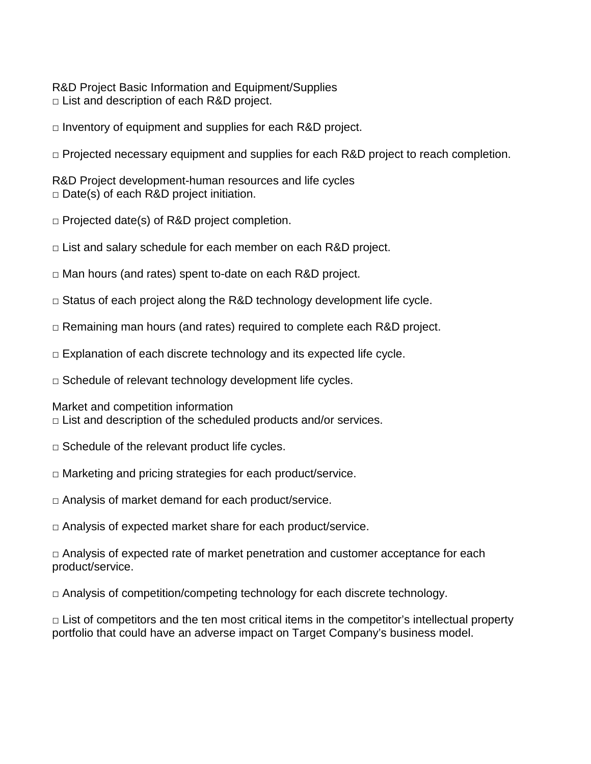R&D Project Basic Information and Equipment/Supplies

□ List and description of each R&D project.

□ Inventory of equipment and supplies for each R&D project.

□ Projected necessary equipment and supplies for each R&D project to reach completion.

R&D Project development-human resources and life cycles

□ Date(s) of each R&D project initiation.

□ Projected date(s) of R&D project completion.

□ List and salary schedule for each member on each R&D project.

□ Man hours (and rates) spent to-date on each R&D project.

□ Status of each project along the R&D technology development life cycle.

□ Remaining man hours (and rates) required to complete each R&D project.

□ Explanation of each discrete technology and its expected life cycle.

□ Schedule of relevant technology development life cycles.

Market and competition information

□ List and description of the scheduled products and/or services.

□ Schedule of the relevant product life cycles.

□ Marketing and pricing strategies for each product/service.

□ Analysis of market demand for each product/service.

□ Analysis of expected market share for each product/service.

□ Analysis of expected rate of market penetration and customer acceptance for each product/service.

□ Analysis of competition/competing technology for each discrete technology.

□ List of competitors and the ten most critical items in the competitor's intellectual property portfolio that could have an adverse impact on Target Company's business model.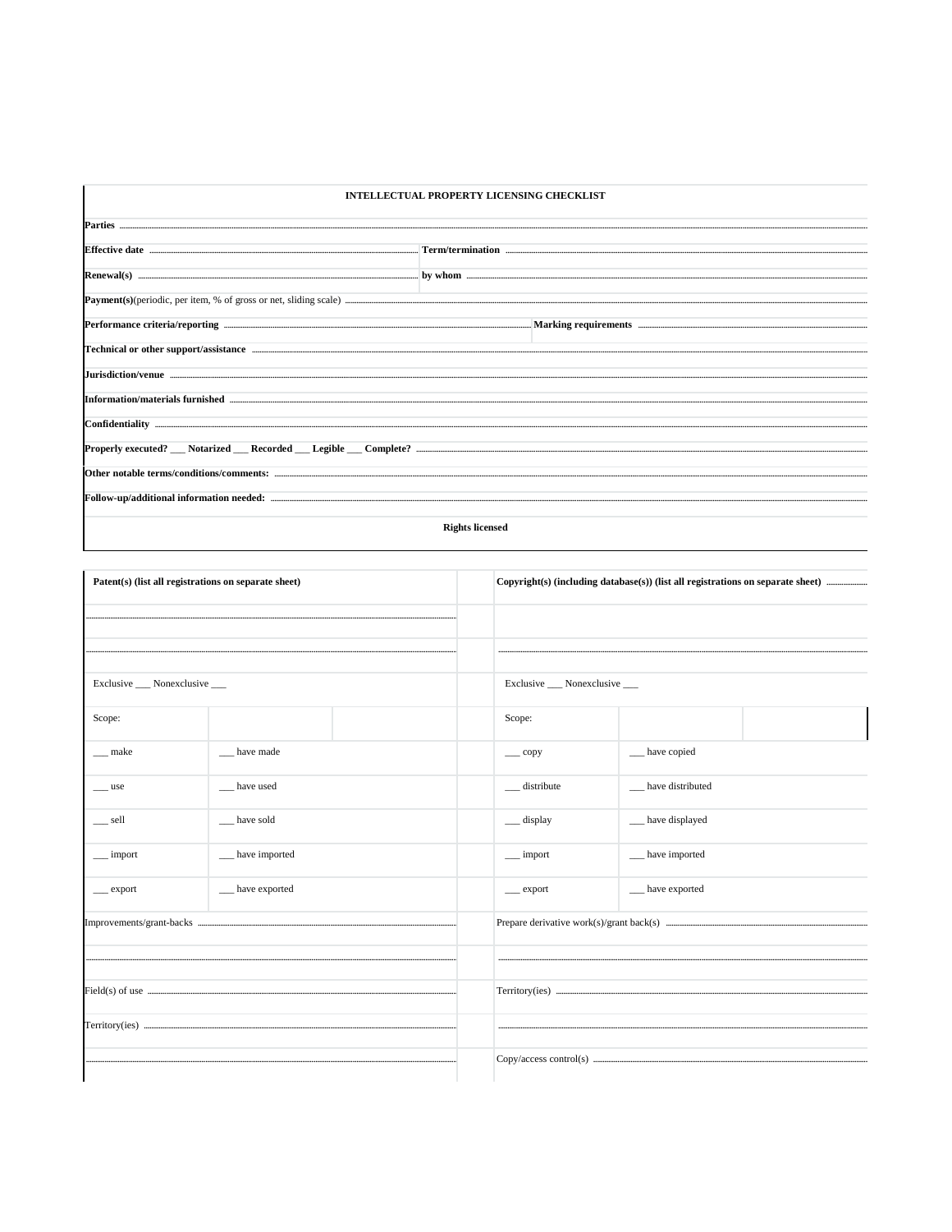**INTELLECTUAL PROPERTY LICENSING CHECKLIST**

**Parties** ..........

| | |
|---|---|
| **Effective date** .......... | **Term/termination** .......... |
| **Renewal(s)** .......... | **by whom** .......... |

**Payment(s)**(periodic, per item, % of gross or net, sliding scale) ..........

| | |
|---|---|
| **Performance criteria/reporting** .......... | **Marking requirements** .......... |

**Technical or other support/assistance** ..........

**Jurisdiction/venue** ..........

**Information/materials furnished** ..........

**Confidentiality** ..........

**Properly executed?** ___ **Notarized** ___ **Recorded** ___ **Legible** ___ **Complete?** ..........

**Other notable terms/conditions/comments:** ..........

**Follow-up/additional information needed:** ..........

**Rights licensed**

| **Patent(s) (list all registrations on separate sheet)** | | | | **Copyright(s) (including database(s)) (list all registrations on separate sheet)** .......... | | |
|---|---|---|---|---|---|---|
| .......... | | | | | | |
| .......... | | | | .......... | | |
| Exclusive ___ Nonexclusive ___ | | | | Exclusive ___ Nonexclusive ___ | | |
| Scope: | | | | Scope: | | |
| ___ make | ___ have made | | | ___ copy | ___ have copied | |
| ___ use | ___ have used | | | ___ distribute | ___ have distributed | |
| ___ sell | ___ have sold | | | ___ display | ___ have displayed | |
| ___ import | ___ have imported | | | ___ import | ___ have imported | |
| ___ export | ___ have exported | | | ___ export | ___ have exported | |
| Improvements/grant-backs .......... | | | | Prepare derivative work(s)/grant back(s) .......... | | |
| .......... | | | | .......... | | |
| Field(s) of use .......... | | | | Territory(ies) .......... | | |
| Territory(ies) .......... | | | | .......... | | |
| .......... | | | | Copy/access control(s) .......... | | |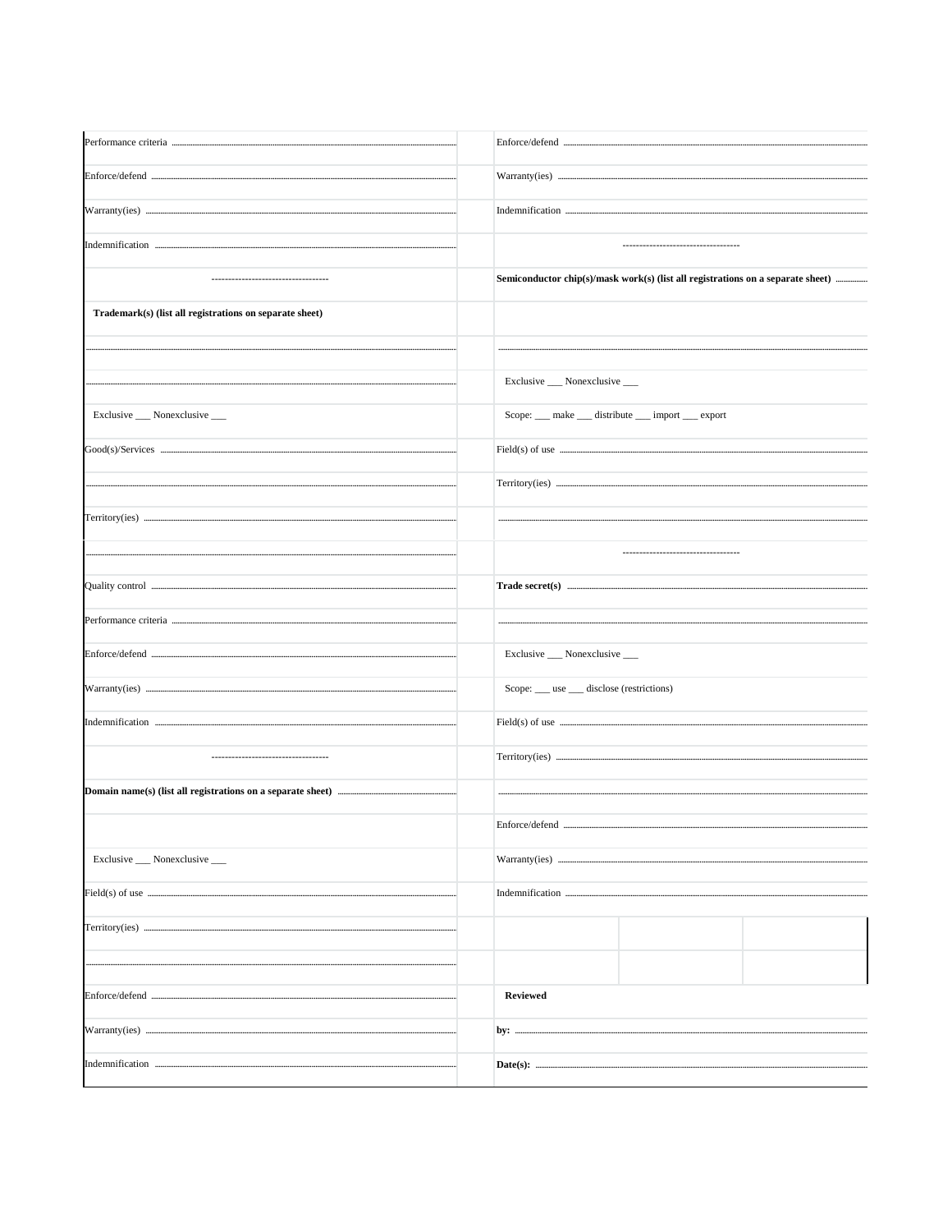Performance criteria ........................................

Enforce/defend ........................................

Warranty(ies) ........................................

Indemnification ........................................

----------------------------------

**Trademark(s) (list all registrations on separate sheet)**

........................................

........................................

Exclusive ___ Nonexclusive ___

Good(s)/Services ........................................

........................................

Territory(ies) ........................................

........................................

Quality control ........................................

Performance criteria ........................................

Enforce/defend ........................................

Warranty(ies) ........................................

Indemnification ........................................

----------------------------------

**Domain name(s) (list all registrations on a separate sheet)** ........................................

Exclusive ___ Nonexclusive ___

Field(s) of use ........................................

Territory(ies) ........................................

........................................

Enforce/defend ........................................

Warranty(ies) ........................................

Indemnification ........................................

Enforce/defend ........................................

Warranty(ies) ........................................

Indemnification ........................................

----------------------------------

**Semiconductor chip(s)/mask work(s) (list all registrations on a separate sheet)** ........................................

........................................

Exclusive ___ Nonexclusive ___

Scope: ___ make ___ distribute ___ import ___ export

Field(s) of use ........................................

Territory(ies) ........................................

........................................

----------------------------------

**Trade secret(s)** ........................................

........................................

Exclusive ___ Nonexclusive ___

Scope: ___ use ___ disclose (restrictions)

Field(s) of use ........................................

Territory(ies) ........................................

........................................

Enforce/defend ........................................

Warranty(ies) ........................................

Indemnification ........................................

| | | |
|---|---|---|
| | | |
| | | |

**Reviewed**

**by:** ........................................

**Date(s):** ........................................